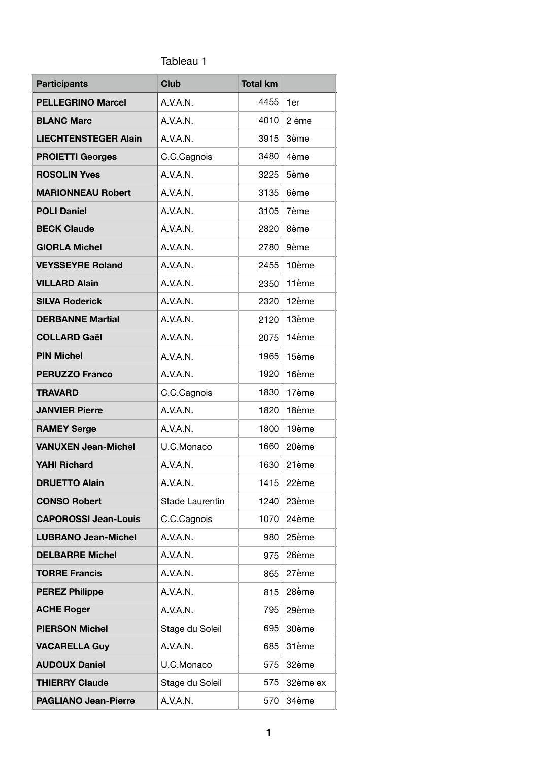Tableau 1

| Participants | Club | Total km | |
|---|---|---|---|
| **PELLEGRINO Marcel** | A.V.A.N. | 4455 | 1er |
| **BLANC Marc** | A.V.A.N. | 4010 | 2 ème |
| **LIECHTENSTEGER Alain** | A.V.A.N. | 3915 | 3ème |
| **PROIETTI Georges** | C.C.Cagnois | 3480 | 4ème |
| **ROSOLIN Yves** | A.V.A.N. | 3225 | 5ème |
| **MARIONNEAU Robert** | A.V.A.N. | 3135 | 6ème |
| **POLI Daniel** | A.V.A.N. | 3105 | 7ème |
| **BECK Claude** | A.V.A.N. | 2820 | 8ème |
| **GIORLA Michel** | A.V.A.N. | 2780 | 9ème |
| **VEYSSEYRE Roland** | A.V.A.N. | 2455 | 10ème |
| **VILLARD Alain** | A.V.A.N. | 2350 | 11ème |
| **SILVA Roderick** | A.V.A.N. | 2320 | 12ème |
| **DERBANNE Martial** | A.V.A.N. | 2120 | 13ème |
| **COLLARD Gaël** | A.V.A.N. | 2075 | 14ème |
| **PIN Michel** | A.V.A.N. | 1965 | 15ème |
| **PERUZZO Franco** | A.V.A.N. | 1920 | 16ème |
| **TRAVARD** | C.C.Cagnois | 1830 | 17ème |
| **JANVIER Pierre** | A.V.A.N. | 1820 | 18ème |
| **RAMEY Serge** | A.V.A.N. | 1800 | 19ème |
| **VANUXEN Jean-Michel** | U.C.Monaco | 1660 | 20ème |
| **YAHI Richard** | A.V.A.N. | 1630 | 21ème |
| **DRUETTO Alain** | A.V.A.N. | 1415 | 22ème |
| **CONSO Robert** | Stade Laurentin | 1240 | 23ème |
| **CAPOROSSI Jean-Louis** | C.C.Cagnois | 1070 | 24ème |
| **LUBRANO Jean-Michel** | A.V.A.N. | 980 | 25ème |
| **DELBARRE Michel** | A.V.A.N. | 975 | 26ème |
| **TORRE Francis** | A.V.A.N. | 865 | 27ème |
| **PEREZ Philippe** | A.V.A.N. | 815 | 28ème |
| **ACHE Roger** | A.V.A.N. | 795 | 29ème |
| **PIERSON Michel** | Stage du Soleil | 695 | 30ème |
| **VACARELLA Guy** | A.V.A.N. | 685 | 31ème |
| **AUDOUX Daniel** | U.C.Monaco | 575 | 32ème |
| **THIERRY Claude** | Stage du Soleil | 575 | 32ème ex |
| **PAGLIANO Jean-Pierre** | A.V.A.N. | 570 | 34ème |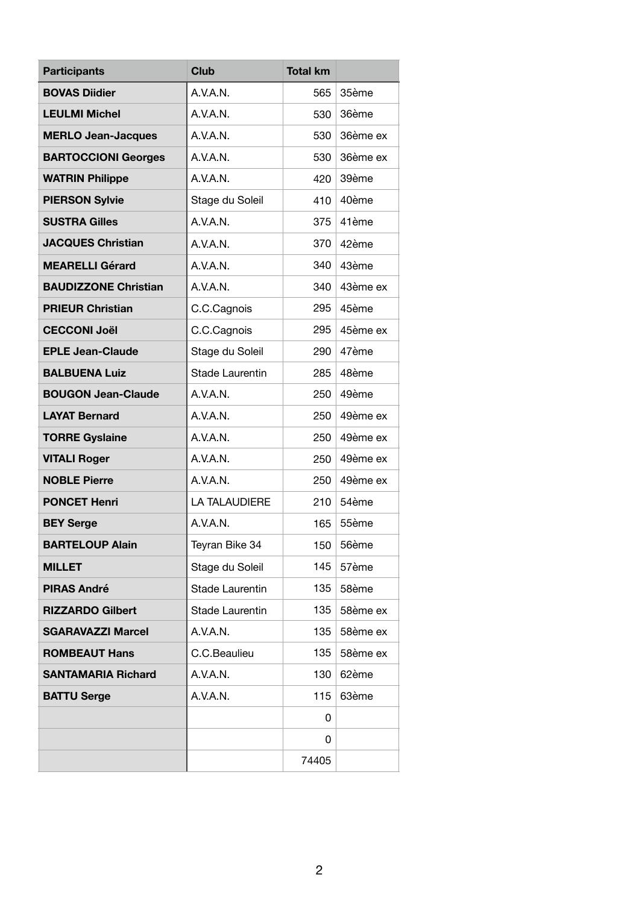| Participants | Club | Total km | |
|---|---|---|---|
| **BOVAS Diidier** | A.V.A.N. | 565 | 35ème |
| **LEULMI Michel** | A.V.A.N. | 530 | 36ème |
| **MERLO Jean-Jacques** | A.V.A.N. | 530 | 36ème ex |
| **BARTOCCIONI Georges** | A.V.A.N. | 530 | 36ème ex |
| **WATRIN Philippe** | A.V.A.N. | 420 | 39ème |
| **PIERSON Sylvie** | Stage du Soleil | 410 | 40ème |
| **SUSTRA Gilles** | A.V.A.N. | 375 | 41ème |
| **JACQUES Christian** | A.V.A.N. | 370 | 42ème |
| **MEARELLI Gérard** | A.V.A.N. | 340 | 43ème |
| **BAUDIZZONE Christian** | A.V.A.N. | 340 | 43ème ex |
| **PRIEUR Christian** | C.C.Cagnois | 295 | 45ème |
| **CECCONI Joël** | C.C.Cagnois | 295 | 45ème ex |
| **EPLE Jean-Claude** | Stage du Soleil | 290 | 47ème |
| **BALBUENA Luiz** | Stade Laurentin | 285 | 48ème |
| **BOUGON Jean-Claude** | A.V.A.N. | 250 | 49ème |
| **LAYAT Bernard** | A.V.A.N. | 250 | 49ème ex |
| **TORRE Gyslaine** | A.V.A.N. | 250 | 49ème ex |
| **VITALI Roger** | A.V.A.N. | 250 | 49ème ex |
| **NOBLE Pierre** | A.V.A.N. | 250 | 49ème ex |
| **PONCET Henri** | LA TALAUDIERE | 210 | 54ème |
| **BEY Serge** | A.V.A.N. | 165 | 55ème |
| **BARTELOUP Alain** | Teyran Bike 34 | 150 | 56ème |
| **MILLET** | Stage du Soleil | 145 | 57ème |
| **PIRAS André** | Stade Laurentin | 135 | 58ème |
| **RIZZARDO Gilbert** | Stade Laurentin | 135 | 58ème ex |
| **SGARAVAZZI Marcel** | A.V.A.N. | 135 | 58ème ex |
| **ROMBEAUT Hans** | C.C.Beaulieu | 135 | 58ème ex |
| **SANTAMARIA Richard** | A.V.A.N. | 130 | 62ème |
| **BATTU Serge** | A.V.A.N. | 115 | 63ème |
| | | 0 | |
| | | 0 | |
| | | 74405 | |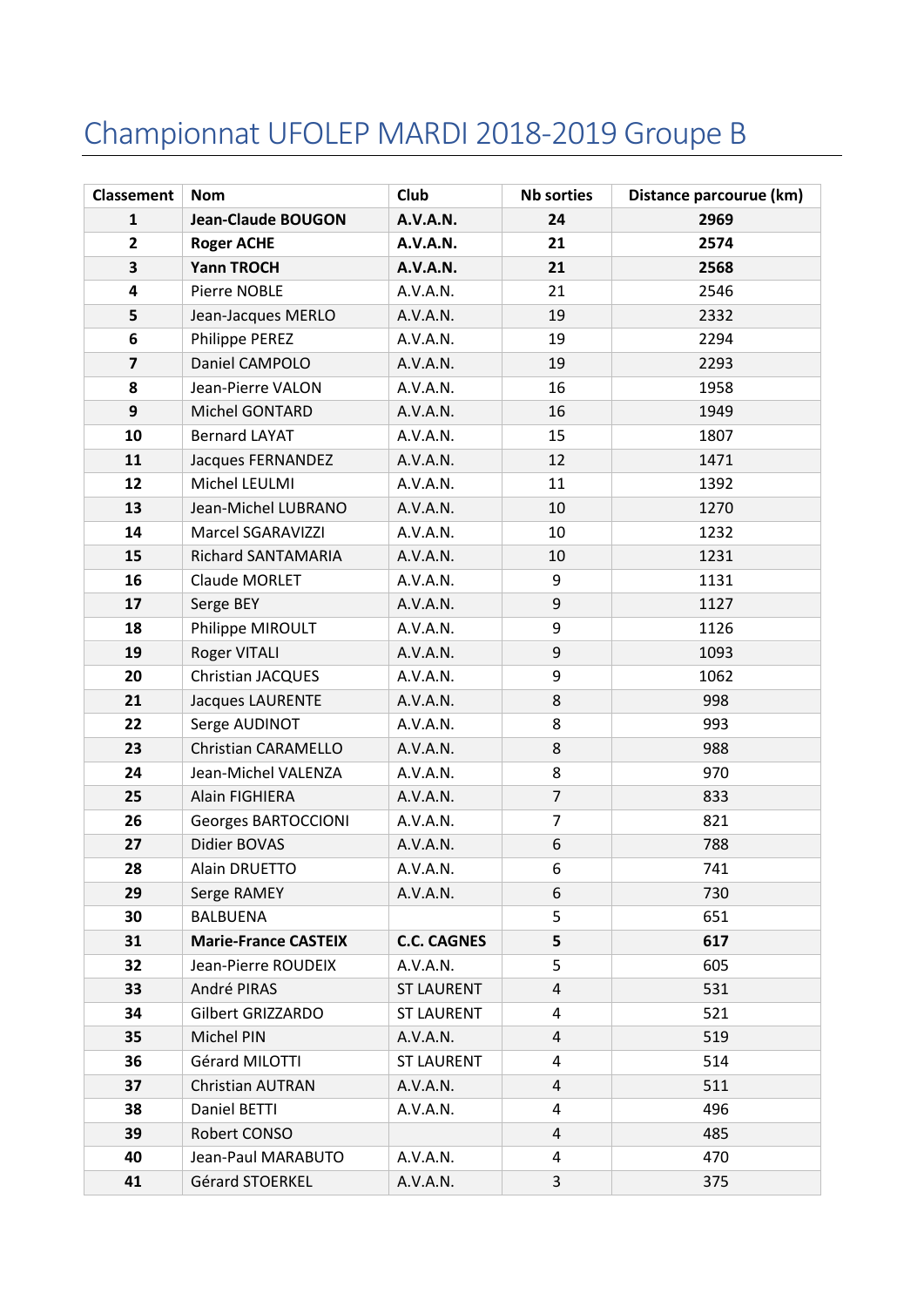# Championnat UFOLEP MARDI 2018-2019 Groupe B

| Classement | Nom | Club | Nb sorties | Distance parcourue (km) |
|---|---|---|---|---|
| **1** | **Jean-Claude BOUGON** | **A.V.A.N.** | **24** | **2969** |
| **2** | **Roger ACHE** | **A.V.A.N.** | **21** | **2574** |
| **3** | **Yann TROCH** | **A.V.A.N.** | **21** | **2568** |
| **4** | Pierre NOBLE | A.V.A.N. | 21 | 2546 |
| **5** | Jean-Jacques MERLO | A.V.A.N. | 19 | 2332 |
| **6** | Philippe PEREZ | A.V.A.N. | 19 | 2294 |
| **7** | Daniel CAMPOLO | A.V.A.N. | 19 | 2293 |
| **8** | Jean-Pierre VALON | A.V.A.N. | 16 | 1958 |
| **9** | Michel GONTARD | A.V.A.N. | 16 | 1949 |
| **10** | Bernard LAYAT | A.V.A.N. | 15 | 1807 |
| **11** | Jacques FERNANDEZ | A.V.A.N. | 12 | 1471 |
| **12** | Michel LEULMI | A.V.A.N. | 11 | 1392 |
| **13** | Jean-Michel LUBRANO | A.V.A.N. | 10 | 1270 |
| **14** | Marcel SGARAVIZZI | A.V.A.N. | 10 | 1232 |
| **15** | Richard SANTAMARIA | A.V.A.N. | 10 | 1231 |
| **16** | Claude MORLET | A.V.A.N. | 9 | 1131 |
| **17** | Serge BEY | A.V.A.N. | 9 | 1127 |
| **18** | Philippe MIROULT | A.V.A.N. | 9 | 1126 |
| **19** | Roger VITALI | A.V.A.N. | 9 | 1093 |
| **20** | Christian JACQUES | A.V.A.N. | 9 | 1062 |
| **21** | Jacques LAURENTE | A.V.A.N. | 8 | 998 |
| **22** | Serge AUDINOT | A.V.A.N. | 8 | 993 |
| **23** | Christian CARAMELLO | A.V.A.N. | 8 | 988 |
| **24** | Jean-Michel VALENZA | A.V.A.N. | 8 | 970 |
| **25** | Alain FIGHIERA | A.V.A.N. | 7 | 833 |
| **26** | Georges BARTOCCIONI | A.V.A.N. | 7 | 821 |
| **27** | Didier BOVAS | A.V.A.N. | 6 | 788 |
| **28** | Alain DRUETTO | A.V.A.N. | 6 | 741 |
| **29** | Serge RAMEY | A.V.A.N. | 6 | 730 |
| **30** | BALBUENA | | 5 | 651 |
| **31** | **Marie-France CASTEIX** | **C.C. CAGNES** | **5** | **617** |
| **32** | Jean-Pierre ROUDEIX | A.V.A.N. | 5 | 605 |
| **33** | André PIRAS | ST LAURENT | 4 | 531 |
| **34** | Gilbert GRIZZARDO | ST LAURENT | 4 | 521 |
| **35** | Michel PIN | A.V.A.N. | 4 | 519 |
| **36** | Gérard MILOTTI | ST LAURENT | 4 | 514 |
| **37** | Christian AUTRAN | A.V.A.N. | 4 | 511 |
| **38** | Daniel BETTI | A.V.A.N. | 4 | 496 |
| **39** | Robert CONSO | | 4 | 485 |
| **40** | Jean-Paul MARABUTO | A.V.A.N. | 4 | 470 |
| **41** | Gérard STOERKEL | A.V.A.N. | 3 | 375 |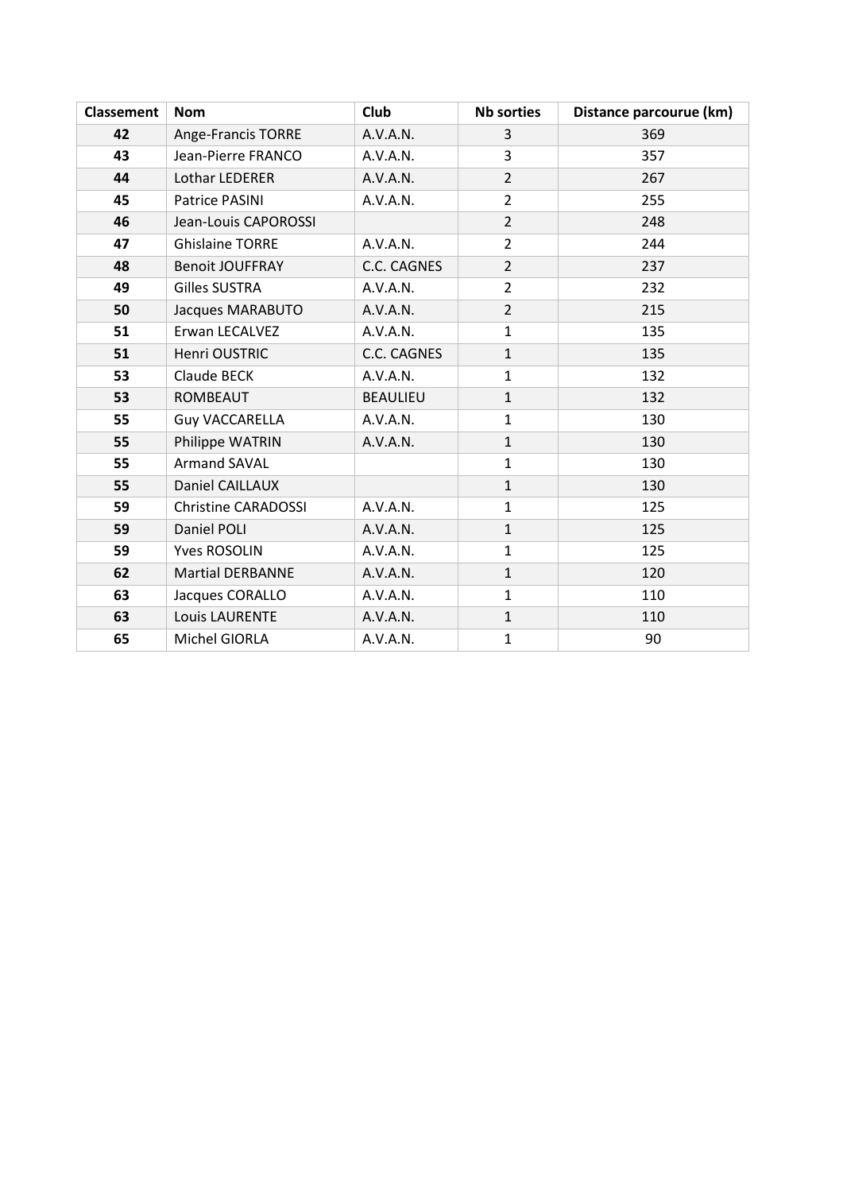| Classement | Nom | Club | Nb sorties | Distance parcourue (km) |
|---|---|---|---|---|
| **42** | Ange-Francis TORRE | A.V.A.N. | 3 | 369 |
| **43** | Jean-Pierre FRANCO | A.V.A.N. | 3 | 357 |
| **44** | Lothar LEDERER | A.V.A.N. | 2 | 267 |
| **45** | Patrice PASINI | A.V.A.N. | 2 | 255 |
| **46** | Jean-Louis CAPOROSSI | | 2 | 248 |
| **47** | Ghislaine TORRE | A.V.A.N. | 2 | 244 |
| **48** | Benoit JOUFFRAY | C.C. CAGNES | 2 | 237 |
| **49** | Gilles SUSTRA | A.V.A.N. | 2 | 232 |
| **50** | Jacques MARABUTO | A.V.A.N. | 2 | 215 |
| **51** | Erwan LECALVEZ | A.V.A.N. | 1 | 135 |
| **51** | Henri OUSTRIC | C.C. CAGNES | 1 | 135 |
| **53** | Claude BECK | A.V.A.N. | 1 | 132 |
| **53** | ROMBEAUT | BEAULIEU | 1 | 132 |
| **55** | Guy VACCARELLA | A.V.A.N. | 1 | 130 |
| **55** | Philippe WATRIN | A.V.A.N. | 1 | 130 |
| **55** | Armand SAVAL | | 1 | 130 |
| **55** | Daniel CAILLAUX | | 1 | 130 |
| **59** | Christine CARADOSSI | A.V.A.N. | 1 | 125 |
| **59** | Daniel POLI | A.V.A.N. | 1 | 125 |
| **59** | Yves ROSOLIN | A.V.A.N. | 1 | 125 |
| **62** | Martial DERBANNE | A.V.A.N. | 1 | 120 |
| **63** | Jacques CORALLO | A.V.A.N. | 1 | 110 |
| **63** | Louis LAURENTE | A.V.A.N. | 1 | 110 |
| **65** | Michel GIORLA | A.V.A.N. | 1 | 90 |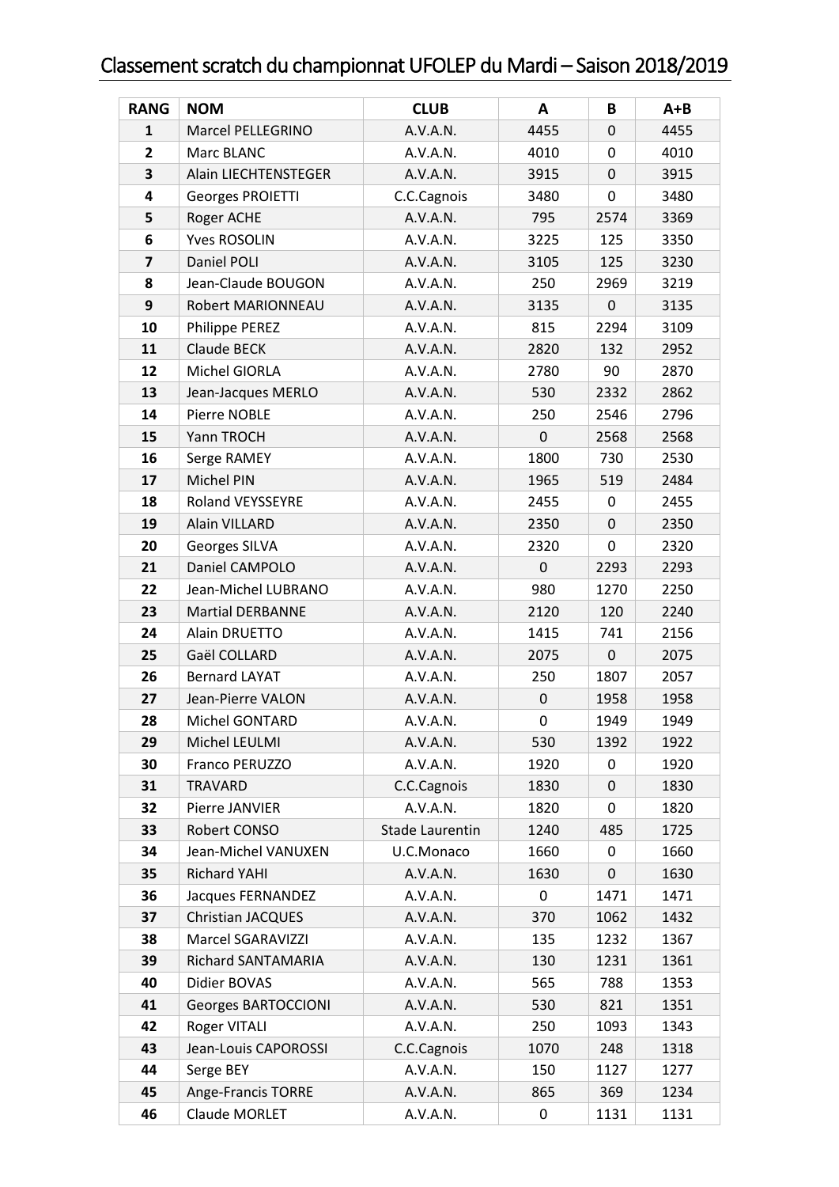# Classement scratch du championnat UFOLEP du Mardi – Saison 2018/2019

| RANG | NOM | CLUB | A | B | A+B |
|---|---|---|---|---|---|
| 1 | Marcel PELLEGRINO | A.V.A.N. | 4455 | 0 | 4455 |
| 2 | Marc BLANC | A.V.A.N. | 4010 | 0 | 4010 |
| 3 | Alain LIECHTENSTEGER | A.V.A.N. | 3915 | 0 | 3915 |
| 4 | Georges PROIETTI | C.C.Cagnois | 3480 | 0 | 3480 |
| 5 | Roger ACHE | A.V.A.N. | 795 | 2574 | 3369 |
| 6 | Yves ROSOLIN | A.V.A.N. | 3225 | 125 | 3350 |
| 7 | Daniel POLI | A.V.A.N. | 3105 | 125 | 3230 |
| 8 | Jean-Claude BOUGON | A.V.A.N. | 250 | 2969 | 3219 |
| 9 | Robert MARIONNEAU | A.V.A.N. | 3135 | 0 | 3135 |
| 10 | Philippe PEREZ | A.V.A.N. | 815 | 2294 | 3109 |
| 11 | Claude BECK | A.V.A.N. | 2820 | 132 | 2952 |
| 12 | Michel GIORLA | A.V.A.N. | 2780 | 90 | 2870 |
| 13 | Jean-Jacques MERLO | A.V.A.N. | 530 | 2332 | 2862 |
| 14 | Pierre NOBLE | A.V.A.N. | 250 | 2546 | 2796 |
| 15 | Yann TROCH | A.V.A.N. | 0 | 2568 | 2568 |
| 16 | Serge RAMEY | A.V.A.N. | 1800 | 730 | 2530 |
| 17 | Michel PIN | A.V.A.N. | 1965 | 519 | 2484 |
| 18 | Roland VEYSSEYRE | A.V.A.N. | 2455 | 0 | 2455 |
| 19 | Alain VILLARD | A.V.A.N. | 2350 | 0 | 2350 |
| 20 | Georges SILVA | A.V.A.N. | 2320 | 0 | 2320 |
| 21 | Daniel CAMPOLO | A.V.A.N. | 0 | 2293 | 2293 |
| 22 | Jean-Michel LUBRANO | A.V.A.N. | 980 | 1270 | 2250 |
| 23 | Martial DERBANNE | A.V.A.N. | 2120 | 120 | 2240 |
| 24 | Alain DRUETTO | A.V.A.N. | 1415 | 741 | 2156 |
| 25 | Gaël COLLARD | A.V.A.N. | 2075 | 0 | 2075 |
| 26 | Bernard LAYAT | A.V.A.N. | 250 | 1807 | 2057 |
| 27 | Jean-Pierre VALON | A.V.A.N. | 0 | 1958 | 1958 |
| 28 | Michel GONTARD | A.V.A.N. | 0 | 1949 | 1949 |
| 29 | Michel LEULMI | A.V.A.N. | 530 | 1392 | 1922 |
| 30 | Franco PERUZZO | A.V.A.N. | 1920 | 0 | 1920 |
| 31 | TRAVARD | C.C.Cagnois | 1830 | 0 | 1830 |
| 32 | Pierre JANVIER | A.V.A.N. | 1820 | 0 | 1820 |
| 33 | Robert CONSO | Stade Laurentin | 1240 | 485 | 1725 |
| 34 | Jean-Michel VANUXEN | U.C.Monaco | 1660 | 0 | 1660 |
| 35 | Richard YAHI | A.V.A.N. | 1630 | 0 | 1630 |
| 36 | Jacques FERNANDEZ | A.V.A.N. | 0 | 1471 | 1471 |
| 37 | Christian JACQUES | A.V.A.N. | 370 | 1062 | 1432 |
| 38 | Marcel SGARAVIZZI | A.V.A.N. | 135 | 1232 | 1367 |
| 39 | Richard SANTAMARIA | A.V.A.N. | 130 | 1231 | 1361 |
| 40 | Didier BOVAS | A.V.A.N. | 565 | 788 | 1353 |
| 41 | Georges BARTOCCIONI | A.V.A.N. | 530 | 821 | 1351 |
| 42 | Roger VITALI | A.V.A.N. | 250 | 1093 | 1343 |
| 43 | Jean-Louis CAPOROSSI | C.C.Cagnois | 1070 | 248 | 1318 |
| 44 | Serge BEY | A.V.A.N. | 150 | 1127 | 1277 |
| 45 | Ange-Francis TORRE | A.V.A.N. | 865 | 369 | 1234 |
| 46 | Claude MORLET | A.V.A.N. | 0 | 1131 | 1131 |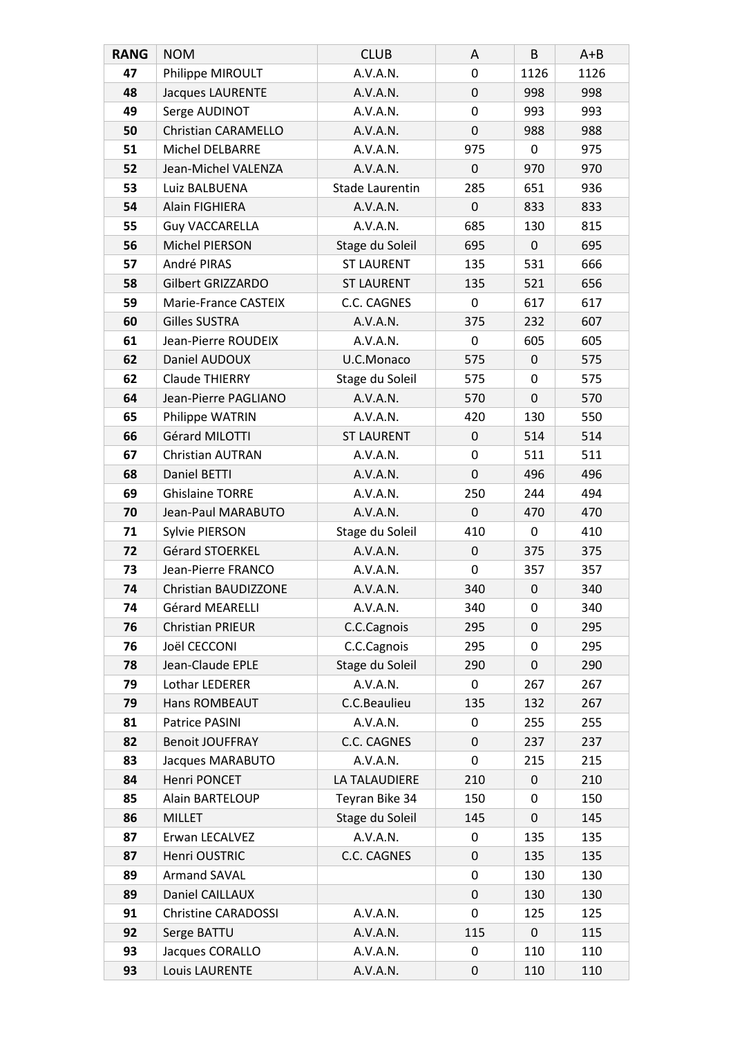| RANG | NOM | CLUB | A | B | A+B |
|---|---|---|---|---|---|
| 47 | Philippe MIROULT | A.V.A.N. | 0 | 1126 | 1126 |
| 48 | Jacques LAURENTE | A.V.A.N. | 0 | 998 | 998 |
| 49 | Serge AUDINOT | A.V.A.N. | 0 | 993 | 993 |
| 50 | Christian CARAMELLO | A.V.A.N. | 0 | 988 | 988 |
| 51 | Michel DELBARRE | A.V.A.N. | 975 | 0 | 975 |
| 52 | Jean-Michel VALENZA | A.V.A.N. | 0 | 970 | 970 |
| 53 | Luiz BALBUENA | Stade Laurentin | 285 | 651 | 936 |
| 54 | Alain FIGHIERA | A.V.A.N. | 0 | 833 | 833 |
| 55 | Guy VACCARELLA | A.V.A.N. | 685 | 130 | 815 |
| 56 | Michel PIERSON | Stage du Soleil | 695 | 0 | 695 |
| 57 | André PIRAS | ST LAURENT | 135 | 531 | 666 |
| 58 | Gilbert GRIZZARDO | ST LAURENT | 135 | 521 | 656 |
| 59 | Marie-France CASTEIX | C.C. CAGNES | 0 | 617 | 617 |
| 60 | Gilles SUSTRA | A.V.A.N. | 375 | 232 | 607 |
| 61 | Jean-Pierre ROUDEIX | A.V.A.N. | 0 | 605 | 605 |
| 62 | Daniel AUDOUX | U.C.Monaco | 575 | 0 | 575 |
| 62 | Claude THIERRY | Stage du Soleil | 575 | 0 | 575 |
| 64 | Jean-Pierre PAGLIANO | A.V.A.N. | 570 | 0 | 570 |
| 65 | Philippe WATRIN | A.V.A.N. | 420 | 130 | 550 |
| 66 | Gérard MILOTTI | ST LAURENT | 0 | 514 | 514 |
| 67 | Christian AUTRAN | A.V.A.N. | 0 | 511 | 511 |
| 68 | Daniel BETTI | A.V.A.N. | 0 | 496 | 496 |
| 69 | Ghislaine TORRE | A.V.A.N. | 250 | 244 | 494 |
| 70 | Jean-Paul MARABUTO | A.V.A.N. | 0 | 470 | 470 |
| 71 | Sylvie PIERSON | Stage du Soleil | 410 | 0 | 410 |
| 72 | Gérard STOERKEL | A.V.A.N. | 0 | 375 | 375 |
| 73 | Jean-Pierre FRANCO | A.V.A.N. | 0 | 357 | 357 |
| 74 | Christian BAUDIZZONE | A.V.A.N. | 340 | 0 | 340 |
| 74 | Gérard MEARELLI | A.V.A.N. | 340 | 0 | 340 |
| 76 | Christian PRIEUR | C.C.Cagnois | 295 | 0 | 295 |
| 76 | Joël CECCONI | C.C.Cagnois | 295 | 0 | 295 |
| 78 | Jean-Claude EPLE | Stage du Soleil | 290 | 0 | 290 |
| 79 | Lothar LEDERER | A.V.A.N. | 0 | 267 | 267 |
| 79 | Hans ROMBEAUT | C.C.Beaulieu | 135 | 132 | 267 |
| 81 | Patrice PASINI | A.V.A.N. | 0 | 255 | 255 |
| 82 | Benoit JOUFFRAY | C.C. CAGNES | 0 | 237 | 237 |
| 83 | Jacques MARABUTO | A.V.A.N. | 0 | 215 | 215 |
| 84 | Henri PONCET | LA TALAUDIERE | 210 | 0 | 210 |
| 85 | Alain BARTELOUP | Teyran Bike 34 | 150 | 0 | 150 |
| 86 | MILLET | Stage du Soleil | 145 | 0 | 145 |
| 87 | Erwan LECALVEZ | A.V.A.N. | 0 | 135 | 135 |
| 87 | Henri OUSTRIC | C.C. CAGNES | 0 | 135 | 135 |
| 89 | Armand SAVAL | | 0 | 130 | 130 |
| 89 | Daniel CAILLAUX | | 0 | 130 | 130 |
| 91 | Christine CARADOSSI | A.V.A.N. | 0 | 125 | 125 |
| 92 | Serge BATTU | A.V.A.N. | 115 | 0 | 115 |
| 93 | Jacques CORALLO | A.V.A.N. | 0 | 110 | 110 |
| 93 | Louis LAURENTE | A.V.A.N. | 0 | 110 | 110 |